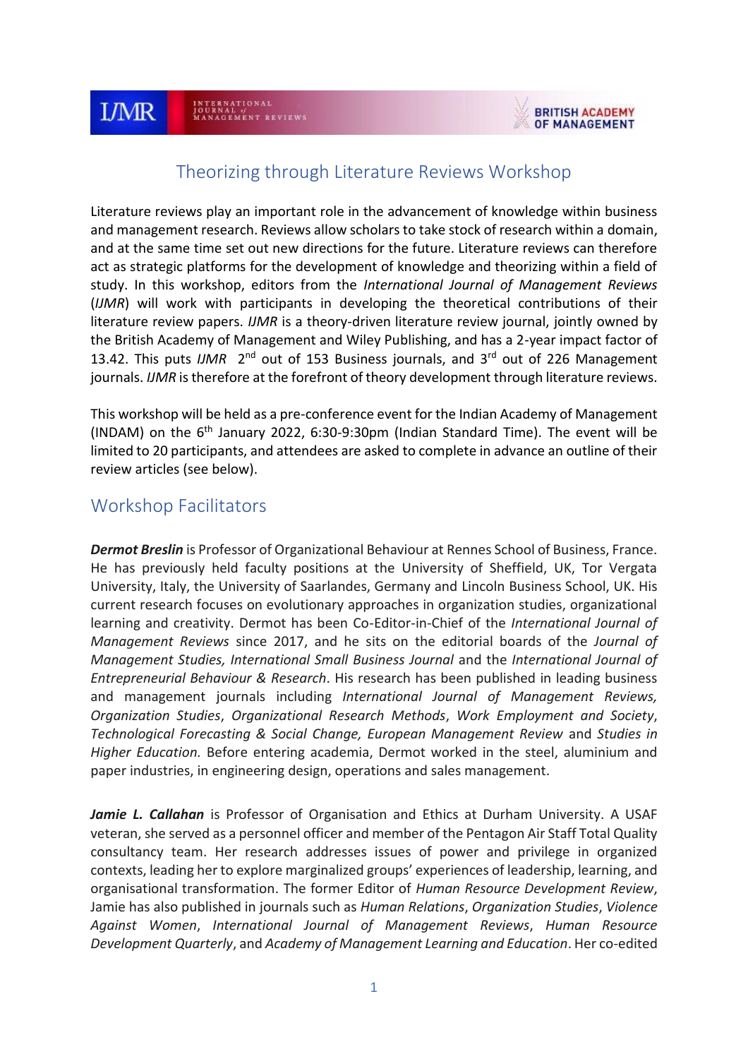# Theorizing through Literature Reviews Workshop

Literature reviews play an important role in the advancement of knowledge within business and management research. Reviews allow scholars to take stock of research within a domain, and at the same time set out new directions for the future. Literature reviews can therefore act as strategic platforms for the development of knowledge and theorizing within a field of study. In this workshop, editors from the *International Journal of Management Reviews* (*IJMR*) will work with participants in developing the theoretical contributions of their literature review papers. *IJMR* is a theory-driven literature review journal, jointly owned by the British Academy of Management and Wiley Publishing, and has a 2-year impact factor of 13.42. This puts *IJMR* 2nd out of 153 Business journals, and 3rd out of 226 Management journals. *IJMR* is therefore at the forefront of theory development through literature reviews.

This workshop will be held as a pre-conference event for the Indian Academy of Management (INDAM) on the 6th January 2022, 6:30-9:30pm (Indian Standard Time). The event will be limited to 20 participants, and attendees are asked to complete in advance an outline of their review articles (see below).

## Workshop Facilitators

***Dermot Breslin*** is Professor of Organizational Behaviour at Rennes School of Business, France. He has previously held faculty positions at the University of Sheffield, UK, Tor Vergata University, Italy, the University of Saarlandes, Germany and Lincoln Business School, UK. His current research focuses on evolutionary approaches in organization studies, organizational learning and creativity. Dermot has been Co-Editor-in-Chief of the *International Journal of Management Reviews* since 2017, and he sits on the editorial boards of the *Journal of Management Studies, International Small Business Journal* and the *International Journal of Entrepreneurial Behaviour & Research*. His research has been published in leading business and management journals including *International Journal of Management Reviews, Organization Studies*, *Organizational Research Methods*, *Work Employment and Society*, *Technological Forecasting & Social Change, European Management Review* and *Studies in Higher Education.* Before entering academia, Dermot worked in the steel, aluminium and paper industries, in engineering design, operations and sales management.

***Jamie L. Callahan*** is Professor of Organisation and Ethics at Durham University. A USAF veteran, she served as a personnel officer and member of the Pentagon Air Staff Total Quality consultancy team. Her research addresses issues of power and privilege in organized contexts, leading her to explore marginalized groups' experiences of leadership, learning, and organisational transformation. The former Editor of *Human Resource Development Review*, Jamie has also published in journals such as *Human Relations*, *Organization Studies*, *Violence Against Women*, *International Journal of Management Reviews*, *Human Resource Development Quarterly*, and *Academy of Management Learning and Education*. Her co-edited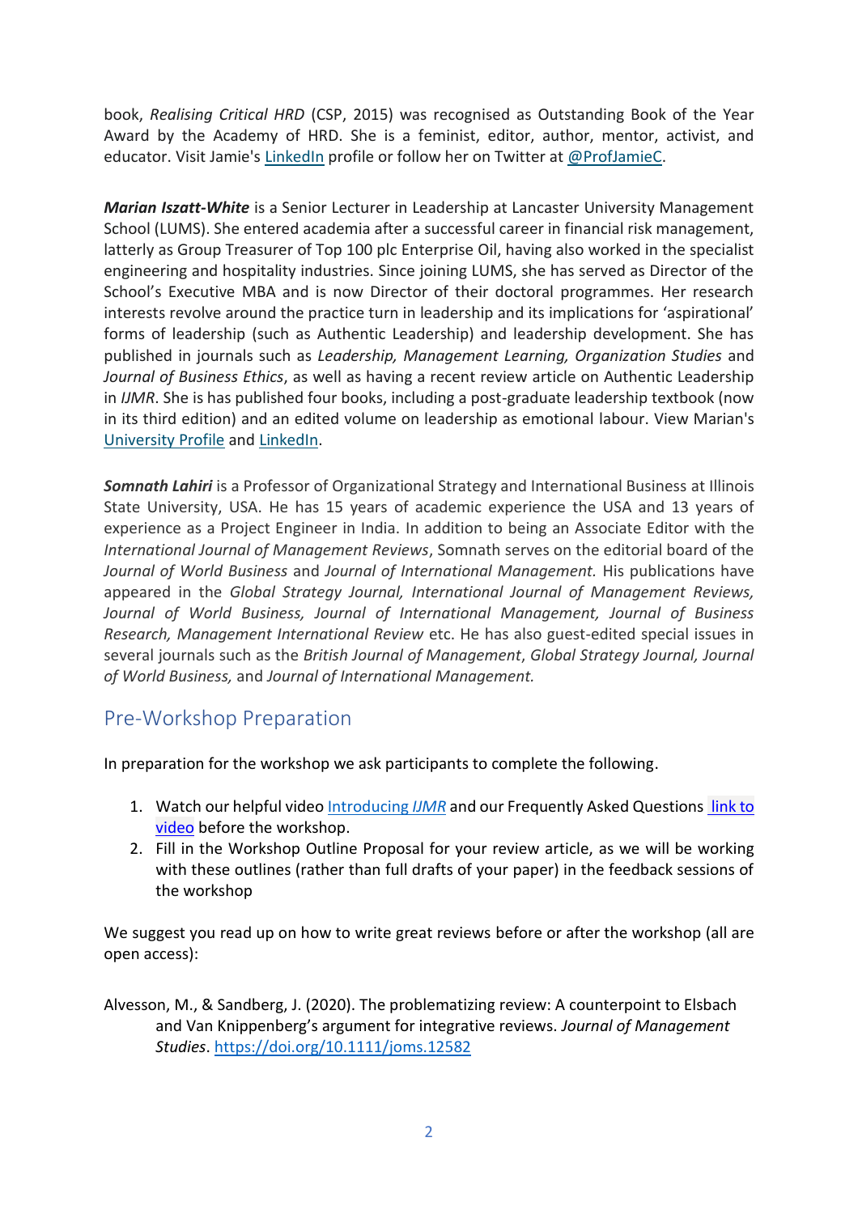book, *Realising Critical HRD* (CSP, 2015) was recognised as Outstanding Book of the Year Award by the Academy of HRD. She is a feminist, editor, author, mentor, activist, and educator. Visit Jamie's [LinkedIn]() profile or follow her on Twitter at [@ProfJamieC]().

***Marian Iszatt-White*** is a Senior Lecturer in Leadership at Lancaster University Management School (LUMS). She entered academia after a successful career in financial risk management, latterly as Group Treasurer of Top 100 plc Enterprise Oil, having also worked in the specialist engineering and hospitality industries. Since joining LUMS, she has served as Director of the School's Executive MBA and is now Director of their doctoral programmes. Her research interests revolve around the practice turn in leadership and its implications for 'aspirational' forms of leadership (such as Authentic Leadership) and leadership development. She has published in journals such as *Leadership, Management Learning, Organization Studies* and *Journal of Business Ethics*, as well as having a recent review article on Authentic Leadership in *IJMR*. She is has published four books, including a post-graduate leadership textbook (now in its third edition) and an edited volume on leadership as emotional labour. View Marian's [University Profile]() and [LinkedIn]().

***Somnath Lahiri*** is a Professor of Organizational Strategy and International Business at Illinois State University, USA. He has 15 years of academic experience the USA and 13 years of experience as a Project Engineer in India. In addition to being an Associate Editor with the *International Journal of Management Reviews*, Somnath serves on the editorial board of the *Journal of World Business* and *Journal of International Management.* His publications have appeared in the *Global Strategy Journal, International Journal of Management Reviews, Journal of World Business, Journal of International Management, Journal of Business Research, Management International Review* etc. He has also guest-edited special issues in several journals such as the *British Journal of Management*, *Global Strategy Journal, Journal of World Business,* and *Journal of International Management.*

## Pre-Workshop Preparation

In preparation for the workshop we ask participants to complete the following.

1. Watch our helpful video [Introducing *IJMR*]() and our Frequently Asked Questions [link to video]() before the workshop.
2. Fill in the Workshop Outline Proposal for your review article, as we will be working with these outlines (rather than full drafts of your paper) in the feedback sessions of the workshop

We suggest you read up on how to write great reviews before or after the workshop (all are open access):

Alvesson, M., & Sandberg, J. (2020). The problematizing review: A counterpoint to Elsbach and Van Knippenberg's argument for integrative reviews. *Journal of Management Studies*. https://doi.org/10.1111/joms.12582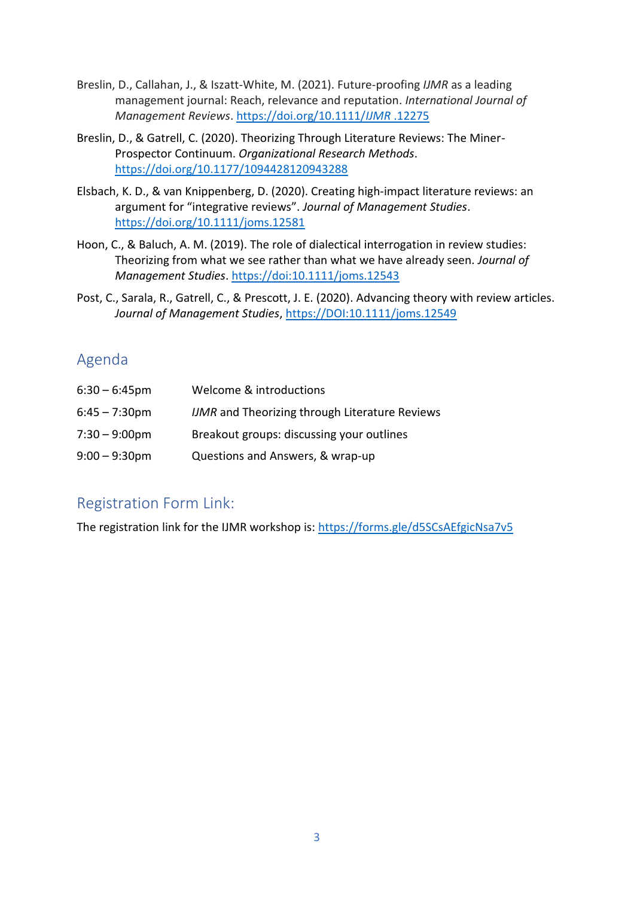Breslin, D., Callahan, J., & Iszatt-White, M. (2021). Future-proofing *IJMR* as a leading management journal: Reach, relevance and reputation. *International Journal of Management Reviews*. [https://doi.org/10.1111/*IJMR* .12275](https://doi.org/10.1111/IJMR.12275)

Breslin, D., & Gatrell, C. (2020). Theorizing Through Literature Reviews: The Miner-Prospector Continuum. *Organizational Research Methods*. [https://doi.org/10.1177/1094428120943288](https://doi.org/10.1177/1094428120943288)

Elsbach, K. D., & van Knippenberg, D. (2020). Creating high-impact literature reviews: an argument for "integrative reviews". *Journal of Management Studies*. [https://doi.org/10.1111/joms.12581](https://doi.org/10.1111/joms.12581)

Hoon, C., & Baluch, A. M. (2019). The role of dialectical interrogation in review studies: Theorizing from what we see rather than what we have already seen. *Journal of Management Studies*. [https://doi:10.1111/joms.12543](https://doi:10.1111/joms.12543)

Post, C., Sarala, R., Gatrell, C., & Prescott, J. E. (2020). Advancing theory with review articles. *Journal of Management Studies*, [https://DOI:10.1111/joms.12549](https://DOI:10.1111/joms.12549)

## Agenda

| | |
|---|---|
| 6:30 – 6:45pm | Welcome & introductions |
| 6:45 – 7:30pm | *IJMR* and Theorizing through Literature Reviews |
| 7:30 – 9:00pm | Breakout groups: discussing your outlines |
| 9:00 – 9:30pm | Questions and Answers, & wrap-up |

## Registration Form Link:

The registration link for the IJMR workshop is: [https://forms.gle/d5SCsAEfgicNsa7v5](https://forms.gle/d5SCsAEfgicNsa7v5)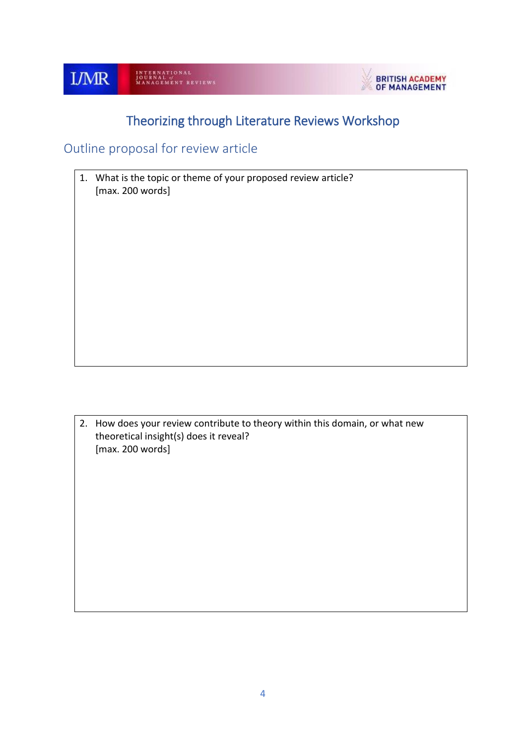# Theorizing through Literature Reviews Workshop

## Outline proposal for review article

1. What is the topic or theme of your proposed review article?
   [max. 200 words]

2. How does your review contribute to theory within this domain, or what new theoretical insight(s) does it reveal?
   [max. 200 words]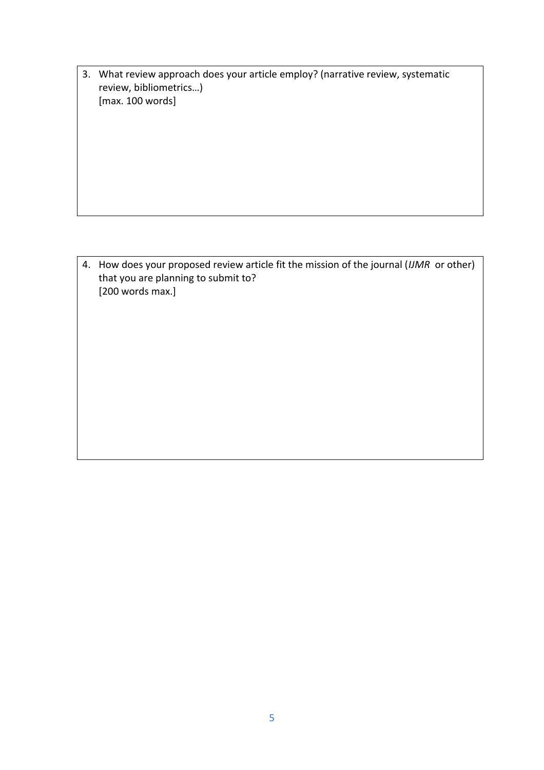3. What review approach does your article employ? (narrative review, systematic review, bibliometrics…)
   [max. 100 words]

4. How does your proposed review article fit the mission of the journal (*IJMR* or other) that you are planning to submit to?
   [200 words max.]